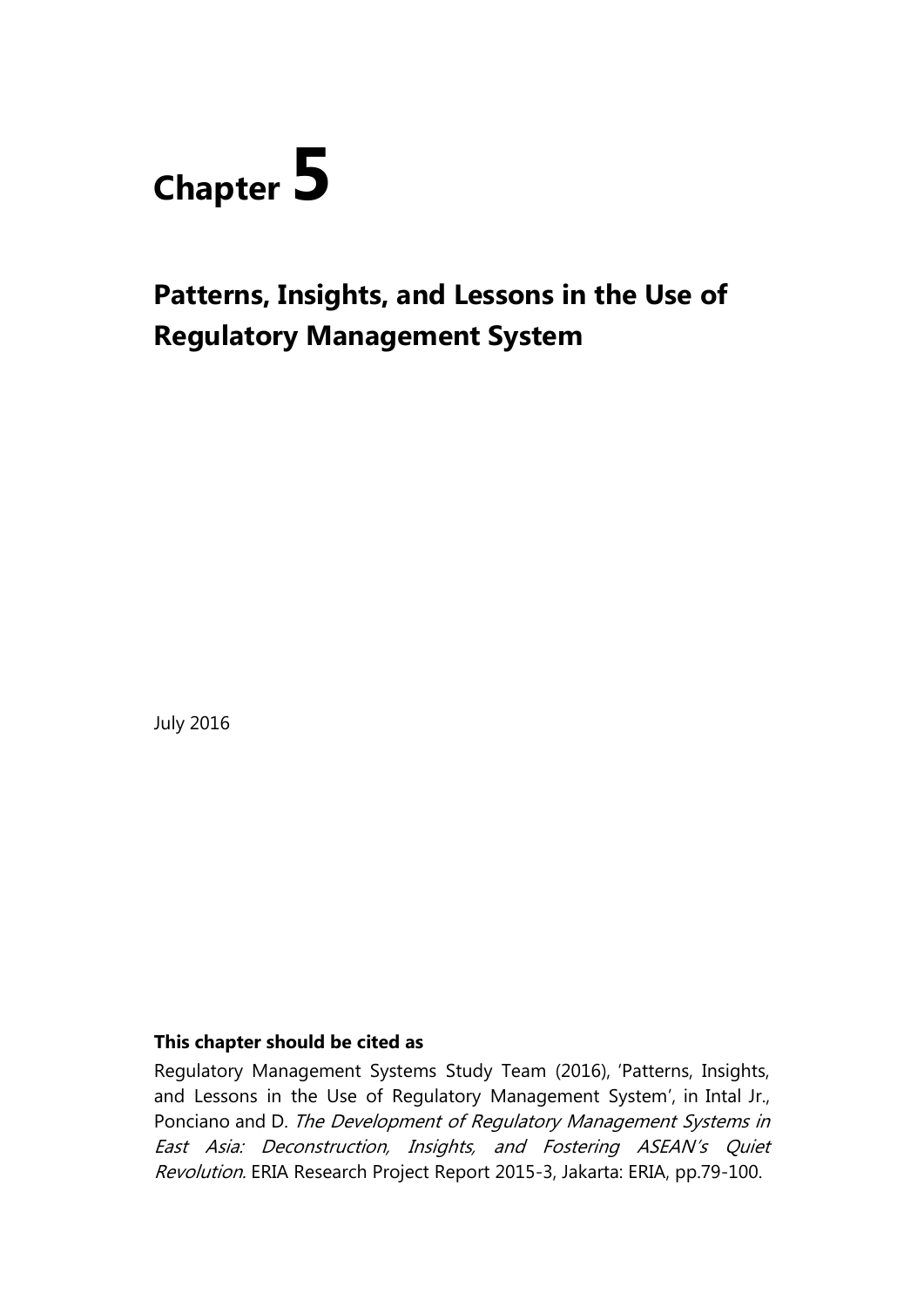# Chapter 5

## Patterns, Insights, and Lessons in the Use of Regulatory Management System

July 2016

**This chapter should be cited as**

Regulatory Management Systems Study Team (2016), 'Patterns, Insights, and Lessons in the Use of Regulatory Management System', in Intal Jr., Ponciano and D. *The Development of Regulatory Management Systems in East Asia: Deconstruction, Insights, and Fostering ASEAN's Quiet Revolution*. ERIA Research Project Report 2015-3, Jakarta: ERIA, pp.79-100.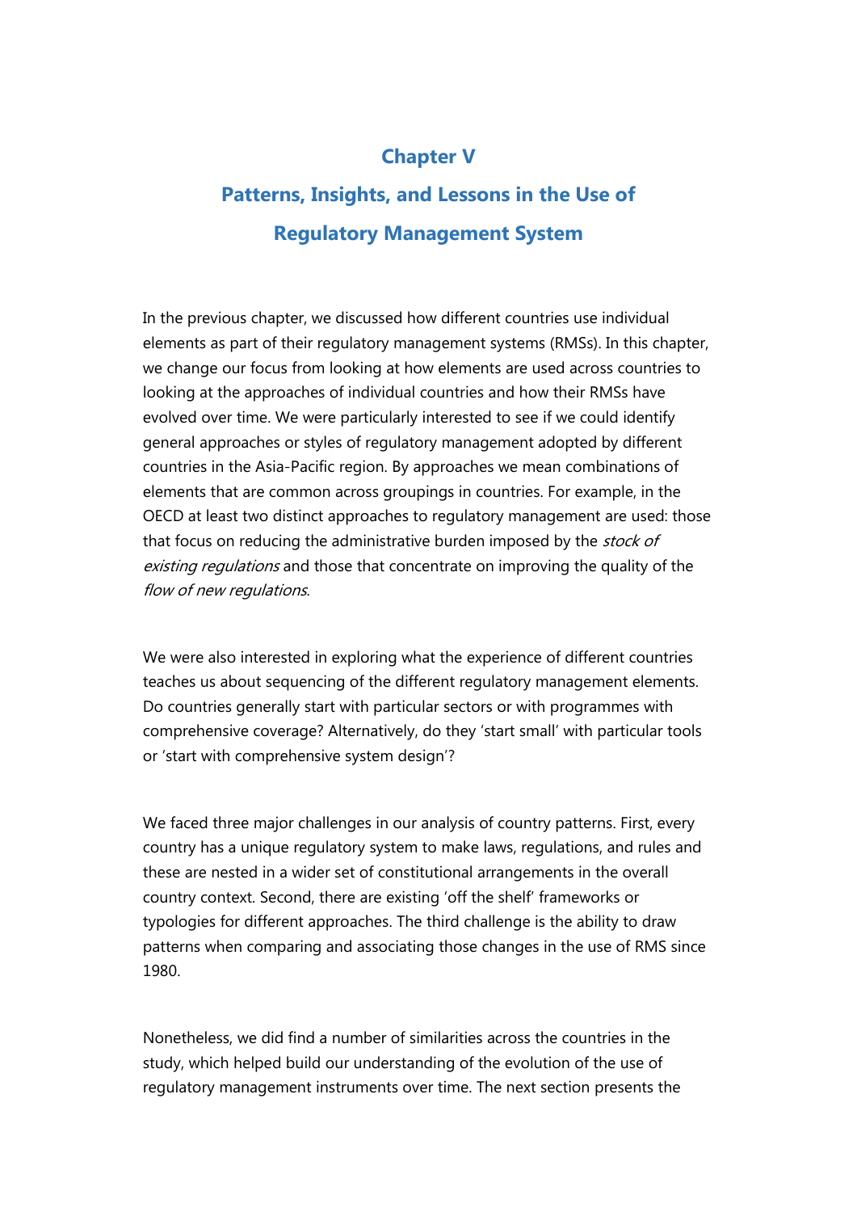# Chapter V

## Patterns, Insights, and Lessons in the Use of Regulatory Management System

In the previous chapter, we discussed how different countries use individual elements as part of their regulatory management systems (RMSs). In this chapter, we change our focus from looking at how elements are used across countries to looking at the approaches of individual countries and how their RMSs have evolved over time. We were particularly interested to see if we could identify general approaches or styles of regulatory management adopted by different countries in the Asia-Pacific region. By approaches we mean combinations of elements that are common across groupings in countries. For example, in the OECD at least two distinct approaches to regulatory management are used: those that focus on reducing the administrative burden imposed by the *stock of existing regulations* and those that concentrate on improving the quality of the *flow of new regulations*.

We were also interested in exploring what the experience of different countries teaches us about sequencing of the different regulatory management elements. Do countries generally start with particular sectors or with programmes with comprehensive coverage? Alternatively, do they 'start small' with particular tools or 'start with comprehensive system design'?

We faced three major challenges in our analysis of country patterns. First, every country has a unique regulatory system to make laws, regulations, and rules and these are nested in a wider set of constitutional arrangements in the overall country context. Second, there are existing 'off the shelf' frameworks or typologies for different approaches. The third challenge is the ability to draw patterns when comparing and associating those changes in the use of RMS since 1980.

Nonetheless, we did find a number of similarities across the countries in the study, which helped build our understanding of the evolution of the use of regulatory management instruments over time. The next section presents the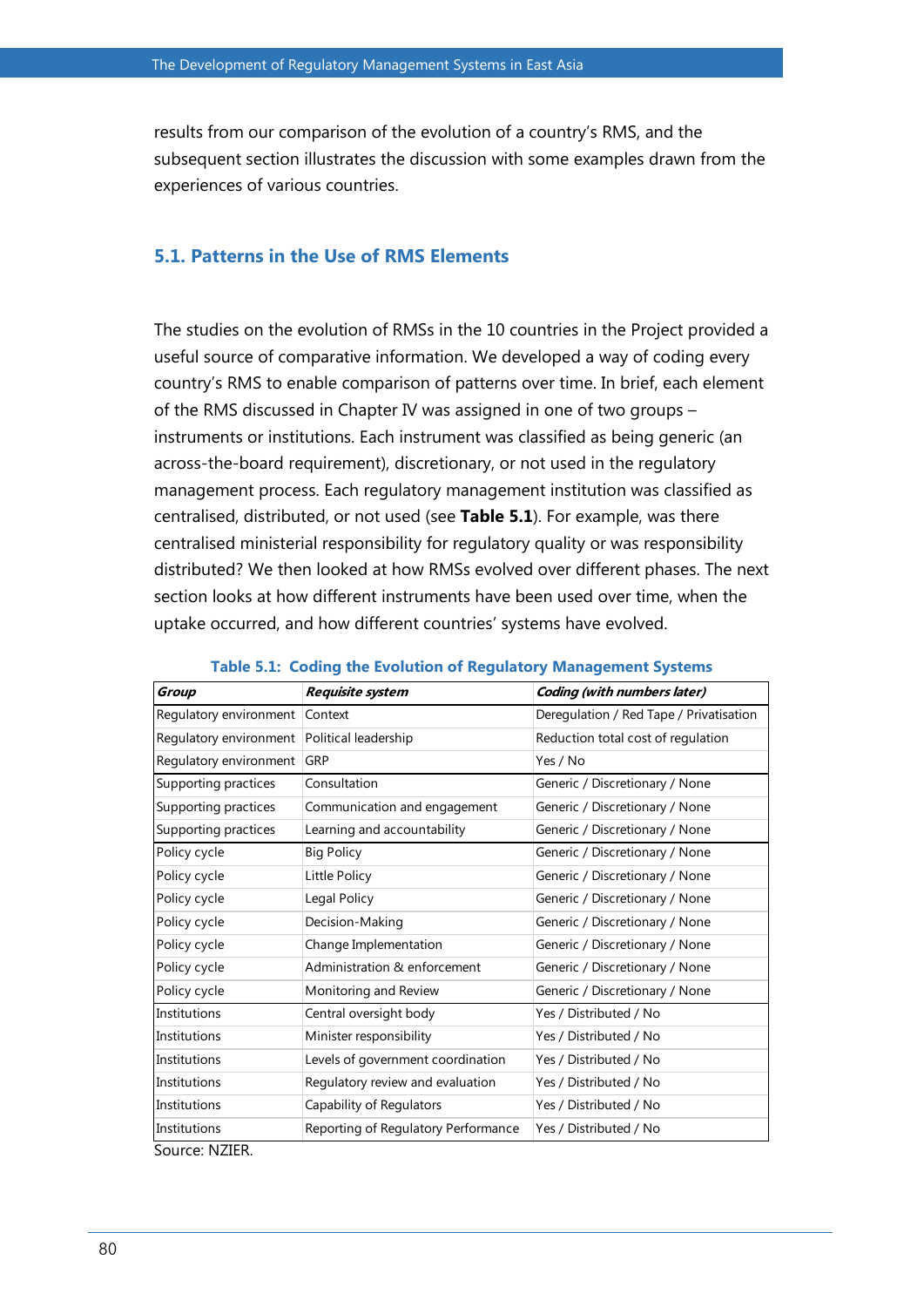results from our comparison of the evolution of a country's RMS, and the subsequent section illustrates the discussion with some examples drawn from the experiences of various countries.

## 5.1. Patterns in the Use of RMS Elements

The studies on the evolution of RMSs in the 10 countries in the Project provided a useful source of comparative information. We developed a way of coding every country's RMS to enable comparison of patterns over time. In brief, each element of the RMS discussed in Chapter IV was assigned in one of two groups – instruments or institutions. Each instrument was classified as being generic (an across-the-board requirement), discretionary, or not used in the regulatory management process. Each regulatory management institution was classified as centralised, distributed, or not used (see **Table 5.1**). For example, was there centralised ministerial responsibility for regulatory quality or was responsibility distributed? We then looked at how RMSs evolved over different phases. The next section looks at how different instruments have been used over time, when the uptake occurred, and how different countries' systems have evolved.

**Table 5.1: Coding the Evolution of Regulatory Management Systems**

| *Group* | *Requisite system* | *Coding (with numbers later)* |
|---|---|---|
| Regulatory environment | Context | Deregulation / Red Tape / Privatisation |
| Regulatory environment | Political leadership | Reduction total cost of regulation |
| Regulatory environment | GRP | Yes / No |
| Supporting practices | Consultation | Generic / Discretionary / None |
| Supporting practices | Communication and engagement | Generic / Discretionary / None |
| Supporting practices | Learning and accountability | Generic / Discretionary / None |
| Policy cycle | Big Policy | Generic / Discretionary / None |
| Policy cycle | Little Policy | Generic / Discretionary / None |
| Policy cycle | Legal Policy | Generic / Discretionary / None |
| Policy cycle | Decision-Making | Generic / Discretionary / None |
| Policy cycle | Change Implementation | Generic / Discretionary / None |
| Policy cycle | Administration & enforcement | Generic / Discretionary / None |
| Policy cycle | Monitoring and Review | Generic / Discretionary / None |
| Institutions | Central oversight body | Yes / Distributed / No |
| Institutions | Minister responsibility | Yes / Distributed / No |
| Institutions | Levels of government coordination | Yes / Distributed / No |
| Institutions | Regulatory review and evaluation | Yes / Distributed / No |
| Institutions | Capability of Regulators | Yes / Distributed / No |
| Institutions | Reporting of Regulatory Performance | Yes / Distributed / No |

Source: NZIER.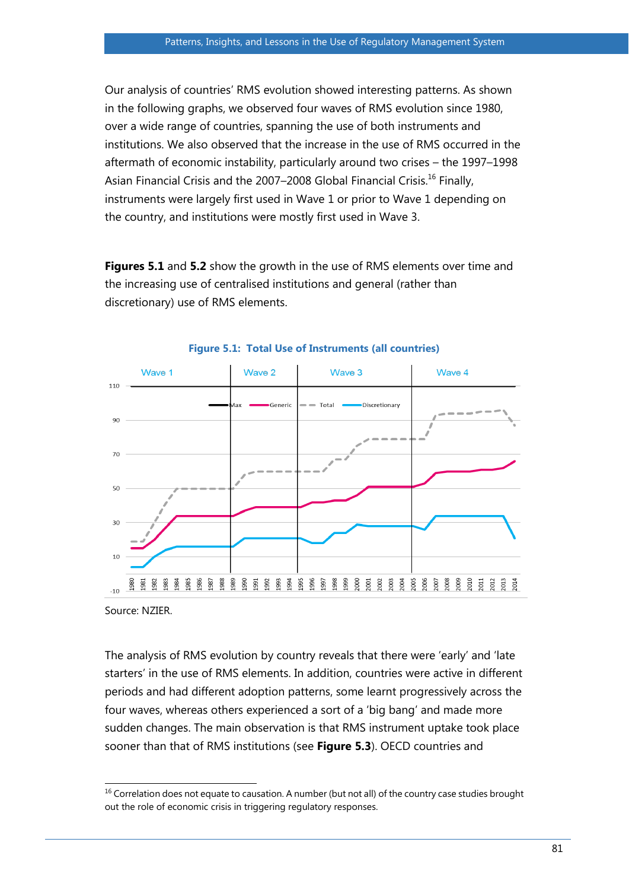Our analysis of countries' RMS evolution showed interesting patterns. As shown in the following graphs, we observed four waves of RMS evolution since 1980, over a wide range of countries, spanning the use of both instruments and institutions. We also observed that the increase in the use of RMS occurred in the aftermath of economic instability, particularly around two crises – the 1997–1998 Asian Financial Crisis and the 2007–2008 Global Financial Crisis.[16] Finally, instruments were largely first used in Wave 1 or prior to Wave 1 depending on the country, and institutions were mostly first used in Wave 3.

**Figures 5.1** and **5.2** show the growth in the use of RMS elements over time and the increasing use of centralised institutions and general (rather than discretionary) use of RMS elements.

**Figure 5.1: Total Use of Instruments (all countries)**

Source: NZIER.

The analysis of RMS evolution by country reveals that there were 'early' and 'late starters' in the use of RMS elements. In addition, countries were active in different periods and had different adoption patterns, some learnt progressively across the four waves, whereas others experienced a sort of a 'big bang' and made more sudden changes. The main observation is that RMS instrument uptake took place sooner than that of RMS institutions (see **Figure 5.3**). OECD countries and

---

[16] Correlation does not equate to causation. A number (but not all) of the country case studies brought out the role of economic crisis in triggering regulatory responses.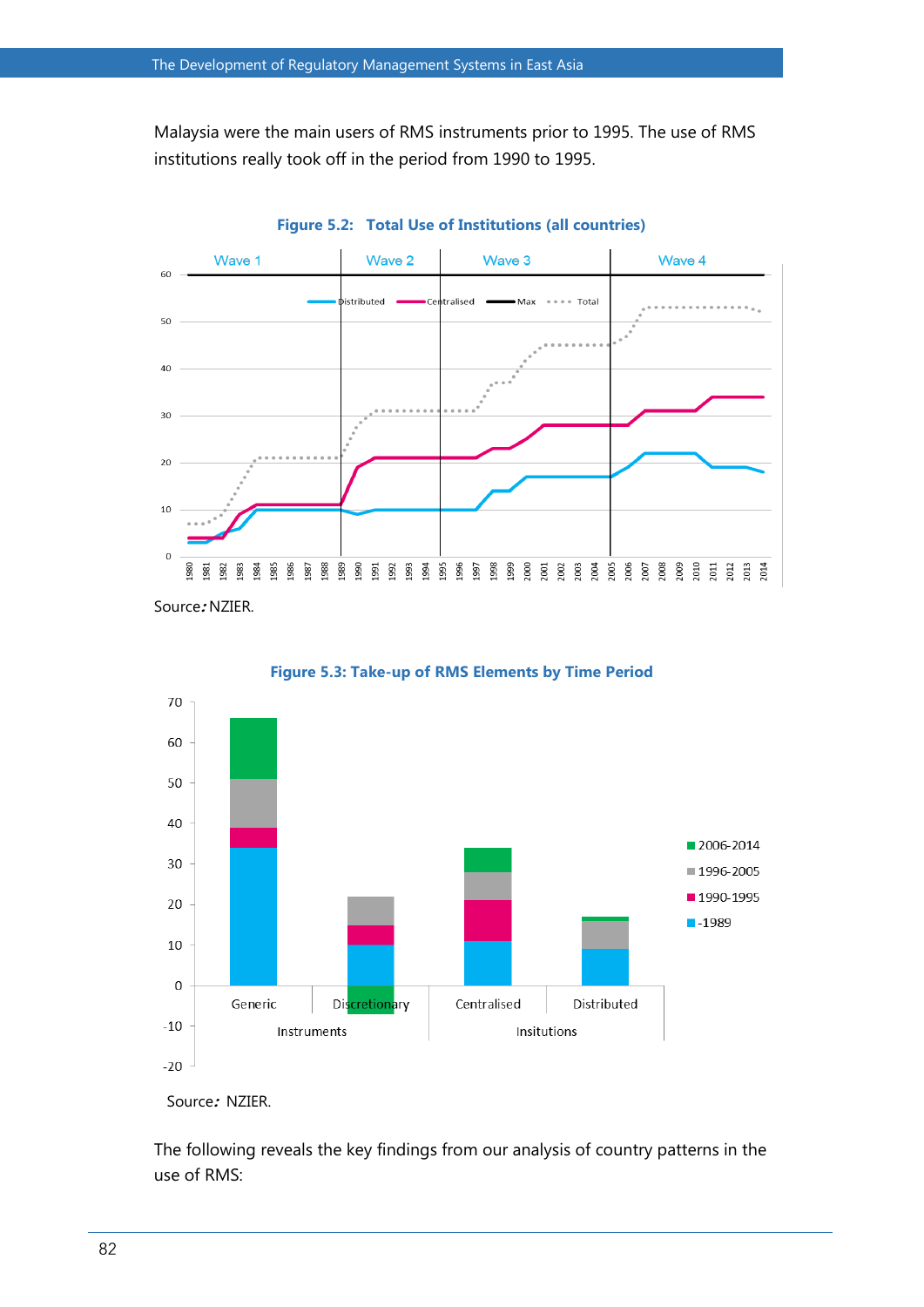Malaysia were the main users of RMS instruments prior to 1995. The use of RMS institutions really took off in the period from 1990 to 1995.

**Figure 5.2: Total Use of Institutions (all countries)**

Source: NZIER.

**Figure 5.3: Take-up of RMS Elements by Time Period**

Source: NZIER.

The following reveals the key findings from our analysis of country patterns in the use of RMS: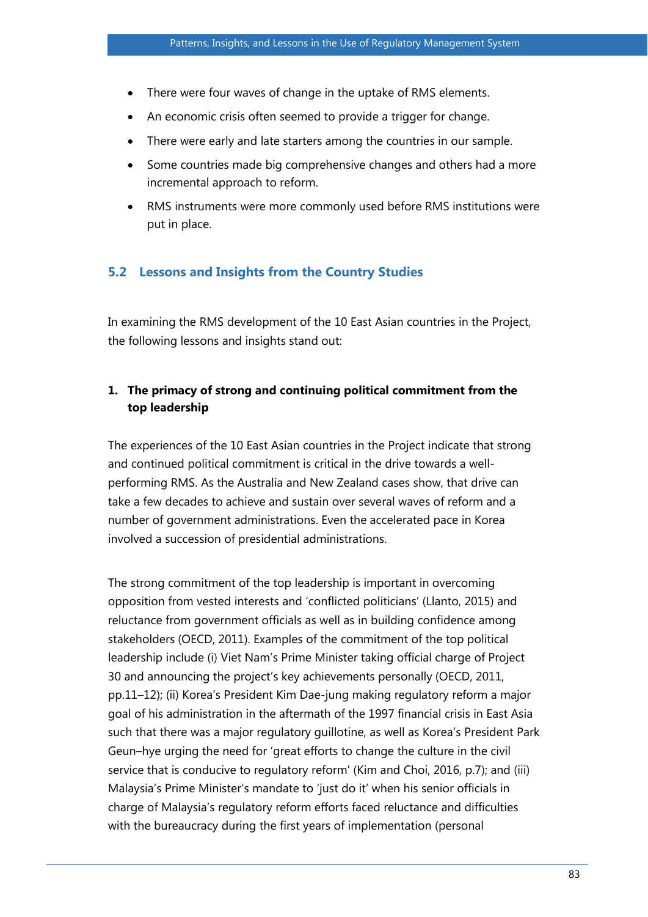- There were four waves of change in the uptake of RMS elements.
- An economic crisis often seemed to provide a trigger for change.
- There were early and late starters among the countries in our sample.
- Some countries made big comprehensive changes and others had a more incremental approach to reform.
- RMS instruments were more commonly used before RMS institutions were put in place.

## 5.2 Lessons and Insights from the Country Studies

In examining the RMS development of the 10 East Asian countries in the Project, the following lessons and insights stand out:

**1. The primacy of strong and continuing political commitment from the top leadership**

The experiences of the 10 East Asian countries in the Project indicate that strong and continued political commitment is critical in the drive towards a well-performing RMS. As the Australia and New Zealand cases show, that drive can take a few decades to achieve and sustain over several waves of reform and a number of government administrations. Even the accelerated pace in Korea involved a succession of presidential administrations.

The strong commitment of the top leadership is important in overcoming opposition from vested interests and 'conflicted politicians' (Llanto, 2015) and reluctance from government officials as well as in building confidence among stakeholders (OECD, 2011). Examples of the commitment of the top political leadership include (i) Viet Nam's Prime Minister taking official charge of Project 30 and announcing the project's key achievements personally (OECD, 2011, pp.11–12); (ii) Korea's President Kim Dae-jung making regulatory reform a major goal of his administration in the aftermath of the 1997 financial crisis in East Asia such that there was a major regulatory guillotine, as well as Korea's President Park Geun–hye urging the need for 'great efforts to change the culture in the civil service that is conducive to regulatory reform' (Kim and Choi, 2016, p.7); and (iii) Malaysia's Prime Minister's mandate to 'just do it' when his senior officials in charge of Malaysia's regulatory reform efforts faced reluctance and difficulties with the bureaucracy during the first years of implementation (personal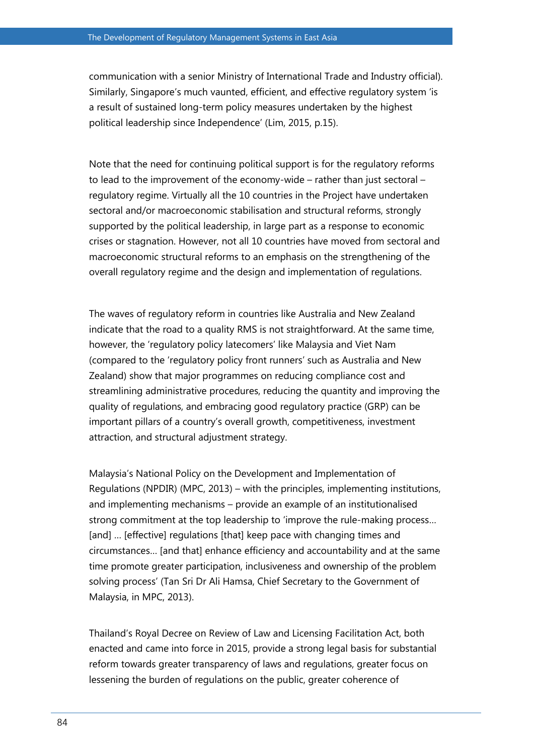communication with a senior Ministry of International Trade and Industry official). Similarly, Singapore's much vaunted, efficient, and effective regulatory system 'is a result of sustained long-term policy measures undertaken by the highest political leadership since Independence' (Lim, 2015, p.15).

Note that the need for continuing political support is for the regulatory reforms to lead to the improvement of the economy-wide – rather than just sectoral – regulatory regime. Virtually all the 10 countries in the Project have undertaken sectoral and/or macroeconomic stabilisation and structural reforms, strongly supported by the political leadership, in large part as a response to economic crises or stagnation. However, not all 10 countries have moved from sectoral and macroeconomic structural reforms to an emphasis on the strengthening of the overall regulatory regime and the design and implementation of regulations.

The waves of regulatory reform in countries like Australia and New Zealand indicate that the road to a quality RMS is not straightforward. At the same time, however, the 'regulatory policy latecomers' like Malaysia and Viet Nam (compared to the 'regulatory policy front runners' such as Australia and New Zealand) show that major programmes on reducing compliance cost and streamlining administrative procedures, reducing the quantity and improving the quality of regulations, and embracing good regulatory practice (GRP) can be important pillars of a country's overall growth, competitiveness, investment attraction, and structural adjustment strategy.

Malaysia's National Policy on the Development and Implementation of Regulations (NPDIR) (MPC, 2013) – with the principles, implementing institutions, and implementing mechanisms – provide an example of an institutionalised strong commitment at the top leadership to 'improve the rule-making process… [and] … [effective] regulations [that] keep pace with changing times and circumstances… [and that] enhance efficiency and accountability and at the same time promote greater participation, inclusiveness and ownership of the problem solving process' (Tan Sri Dr Ali Hamsa, Chief Secretary to the Government of Malaysia, in MPC, 2013).

Thailand's Royal Decree on Review of Law and Licensing Facilitation Act, both enacted and came into force in 2015, provide a strong legal basis for substantial reform towards greater transparency of laws and regulations, greater focus on lessening the burden of regulations on the public, greater coherence of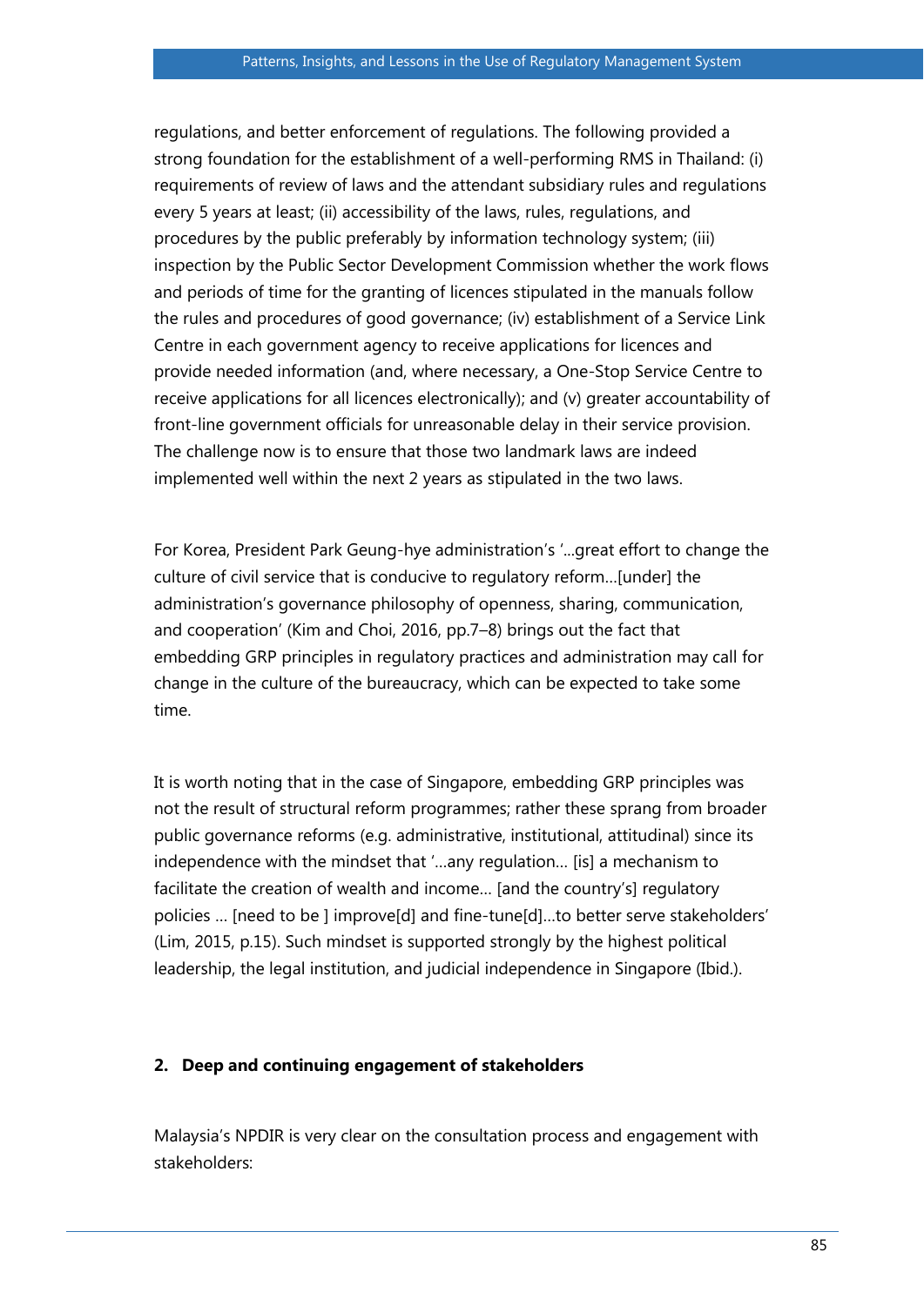regulations, and better enforcement of regulations. The following provided a strong foundation for the establishment of a well-performing RMS in Thailand: (i) requirements of review of laws and the attendant subsidiary rules and regulations every 5 years at least; (ii) accessibility of the laws, rules, regulations, and procedures by the public preferably by information technology system; (iii) inspection by the Public Sector Development Commission whether the work flows and periods of time for the granting of licences stipulated in the manuals follow the rules and procedures of good governance; (iv) establishment of a Service Link Centre in each government agency to receive applications for licences and provide needed information (and, where necessary, a One-Stop Service Centre to receive applications for all licences electronically); and (v) greater accountability of front-line government officials for unreasonable delay in their service provision. The challenge now is to ensure that those two landmark laws are indeed implemented well within the next 2 years as stipulated in the two laws.

For Korea, President Park Geung-hye administration's '...great effort to change the culture of civil service that is conducive to regulatory reform...[under] the administration's governance philosophy of openness, sharing, communication, and cooperation' (Kim and Choi, 2016, pp.7–8) brings out the fact that embedding GRP principles in regulatory practices and administration may call for change in the culture of the bureaucracy, which can be expected to take some time.

It is worth noting that in the case of Singapore, embedding GRP principles was not the result of structural reform programmes; rather these sprang from broader public governance reforms (e.g. administrative, institutional, attitudinal) since its independence with the mindset that '...any regulation... [is] a mechanism to facilitate the creation of wealth and income... [and the country's] regulatory policies ... [need to be ] improve[d] and fine-tune[d]...to better serve stakeholders' (Lim, 2015, p.15). Such mindset is supported strongly by the highest political leadership, the legal institution, and judicial independence in Singapore (Ibid.).

## 2. Deep and continuing engagement of stakeholders

Malaysia's NPDIR is very clear on the consultation process and engagement with stakeholders: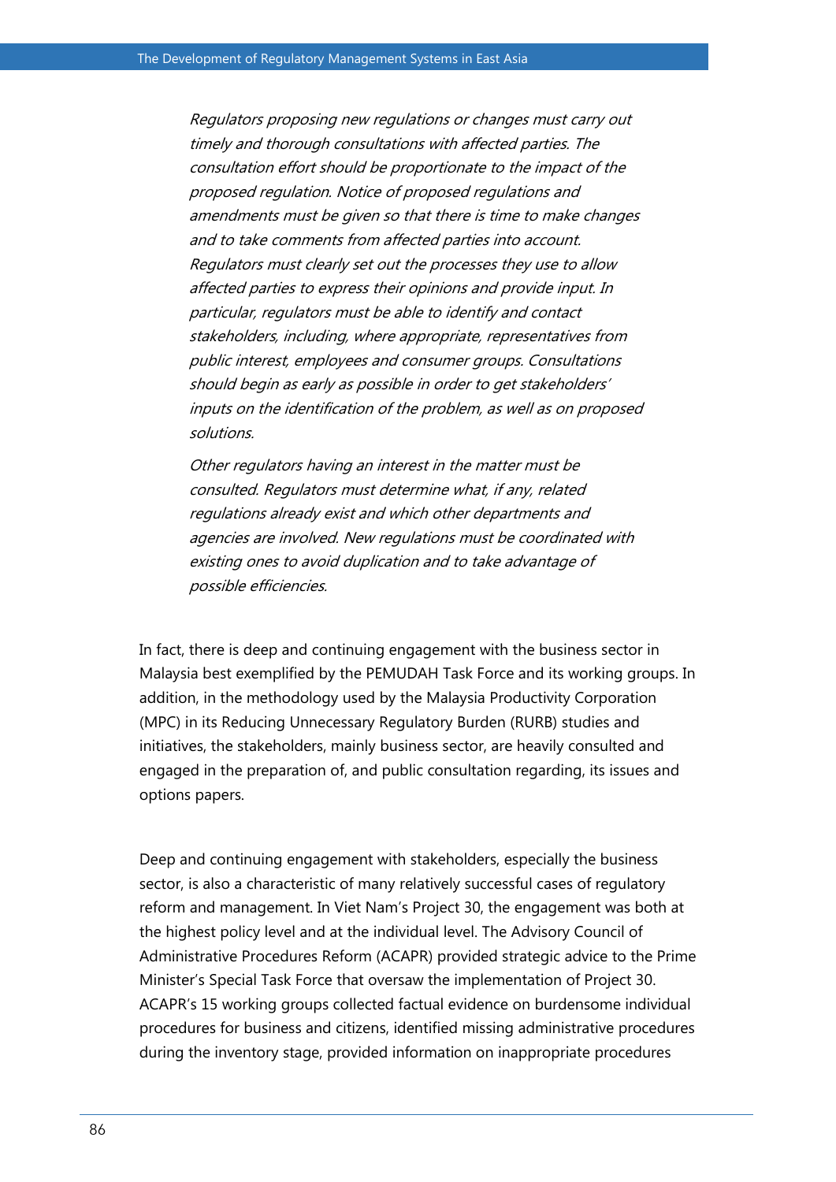> *Regulators proposing new regulations or changes must carry out timely and thorough consultations with affected parties. The consultation effort should be proportionate to the impact of the proposed regulation. Notice of proposed regulations and amendments must be given so that there is time to make changes and to take comments from affected parties into account. Regulators must clearly set out the processes they use to allow affected parties to express their opinions and provide input. In particular, regulators must be able to identify and contact stakeholders, including, where appropriate, representatives from public interest, employees and consumer groups. Consultations should begin as early as possible in order to get stakeholders' inputs on the identification of the problem, as well as on proposed solutions.*
>
> *Other regulators having an interest in the matter must be consulted. Regulators must determine what, if any, related regulations already exist and which other departments and agencies are involved. New regulations must be coordinated with existing ones to avoid duplication and to take advantage of possible efficiencies.*

In fact, there is deep and continuing engagement with the business sector in Malaysia best exemplified by the PEMUDAH Task Force and its working groups. In addition, in the methodology used by the Malaysia Productivity Corporation (MPC) in its Reducing Unnecessary Regulatory Burden (RURB) studies and initiatives, the stakeholders, mainly business sector, are heavily consulted and engaged in the preparation of, and public consultation regarding, its issues and options papers.

Deep and continuing engagement with stakeholders, especially the business sector, is also a characteristic of many relatively successful cases of regulatory reform and management. In Viet Nam's Project 30, the engagement was both at the highest policy level and at the individual level. The Advisory Council of Administrative Procedures Reform (ACAPR) provided strategic advice to the Prime Minister's Special Task Force that oversaw the implementation of Project 30. ACAPR's 15 working groups collected factual evidence on burdensome individual procedures for business and citizens, identified missing administrative procedures during the inventory stage, provided information on inappropriate procedures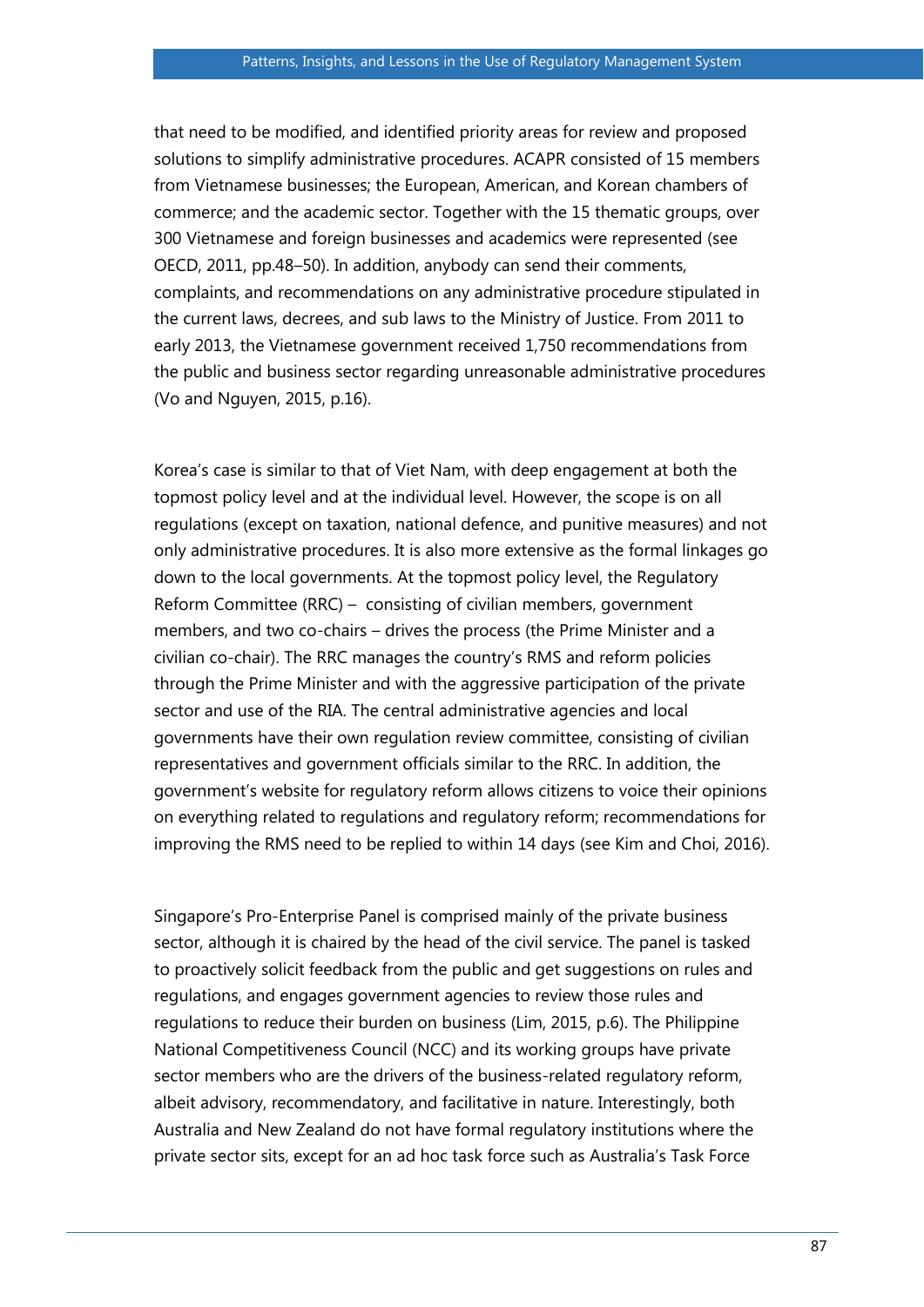that need to be modified, and identified priority areas for review and proposed solutions to simplify administrative procedures. ACAPR consisted of 15 members from Vietnamese businesses; the European, American, and Korean chambers of commerce; and the academic sector. Together with the 15 thematic groups, over 300 Vietnamese and foreign businesses and academics were represented (see OECD, 2011, pp.48–50). In addition, anybody can send their comments, complaints, and recommendations on any administrative procedure stipulated in the current laws, decrees, and sub laws to the Ministry of Justice. From 2011 to early 2013, the Vietnamese government received 1,750 recommendations from the public and business sector regarding unreasonable administrative procedures (Vo and Nguyen, 2015, p.16).

Korea's case is similar to that of Viet Nam, with deep engagement at both the topmost policy level and at the individual level. However, the scope is on all regulations (except on taxation, national defence, and punitive measures) and not only administrative procedures. It is also more extensive as the formal linkages go down to the local governments. At the topmost policy level, the Regulatory Reform Committee (RRC) – consisting of civilian members, government members, and two co-chairs – drives the process (the Prime Minister and a civilian co-chair). The RRC manages the country's RMS and reform policies through the Prime Minister and with the aggressive participation of the private sector and use of the RIA. The central administrative agencies and local governments have their own regulation review committee, consisting of civilian representatives and government officials similar to the RRC. In addition, the government's website for regulatory reform allows citizens to voice their opinions on everything related to regulations and regulatory reform; recommendations for improving the RMS need to be replied to within 14 days (see Kim and Choi, 2016).

Singapore's Pro-Enterprise Panel is comprised mainly of the private business sector, although it is chaired by the head of the civil service. The panel is tasked to proactively solicit feedback from the public and get suggestions on rules and regulations, and engages government agencies to review those rules and regulations to reduce their burden on business (Lim, 2015, p.6). The Philippine National Competitiveness Council (NCC) and its working groups have private sector members who are the drivers of the business-related regulatory reform, albeit advisory, recommendatory, and facilitative in nature. Interestingly, both Australia and New Zealand do not have formal regulatory institutions where the private sector sits, except for an ad hoc task force such as Australia's Task Force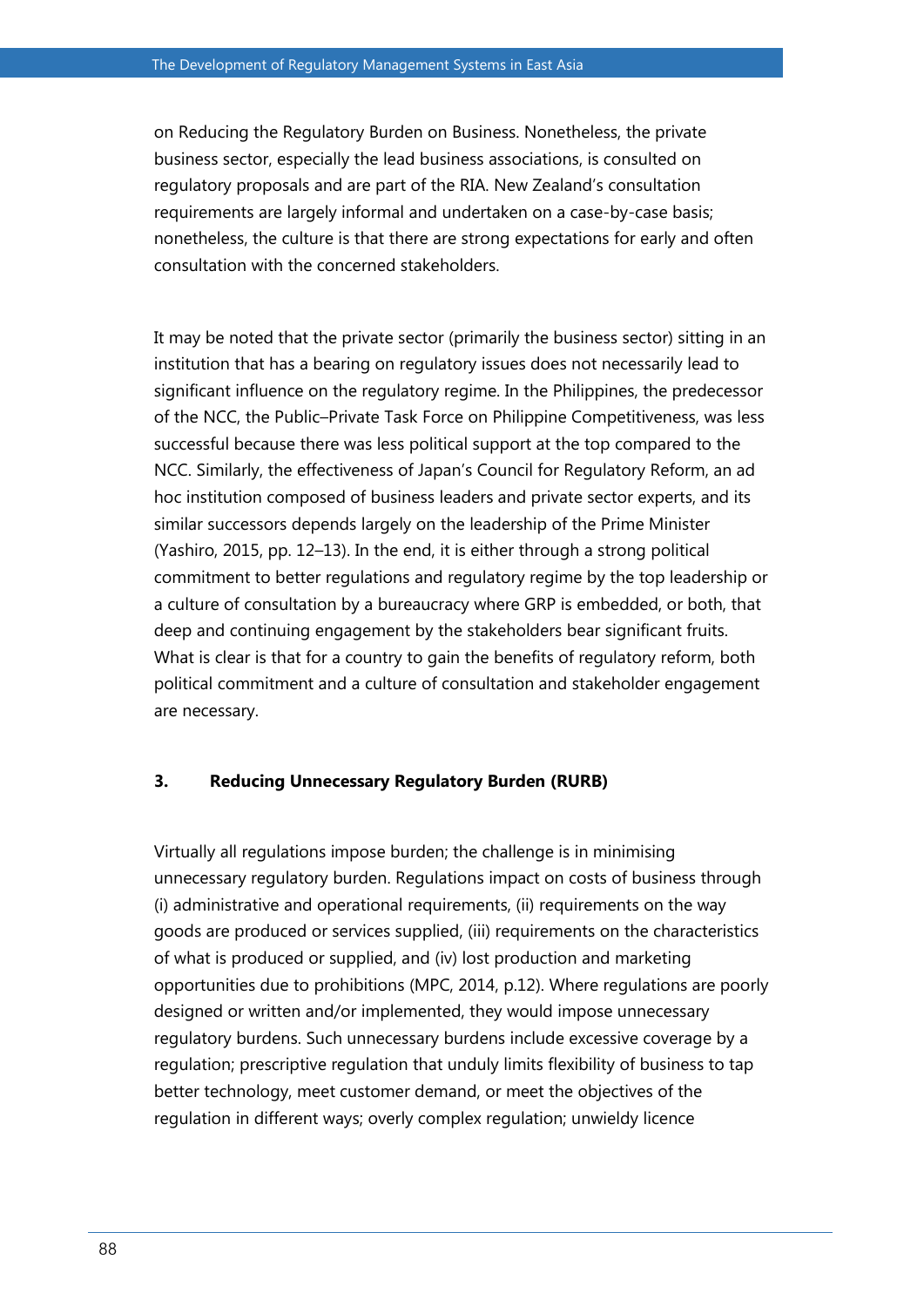on Reducing the Regulatory Burden on Business. Nonetheless, the private business sector, especially the lead business associations, is consulted on regulatory proposals and are part of the RIA. New Zealand's consultation requirements are largely informal and undertaken on a case-by-case basis; nonetheless, the culture is that there are strong expectations for early and often consultation with the concerned stakeholders.

It may be noted that the private sector (primarily the business sector) sitting in an institution that has a bearing on regulatory issues does not necessarily lead to significant influence on the regulatory regime. In the Philippines, the predecessor of the NCC, the Public–Private Task Force on Philippine Competitiveness, was less successful because there was less political support at the top compared to the NCC. Similarly, the effectiveness of Japan's Council for Regulatory Reform, an ad hoc institution composed of business leaders and private sector experts, and its similar successors depends largely on the leadership of the Prime Minister (Yashiro, 2015, pp. 12–13). In the end, it is either through a strong political commitment to better regulations and regulatory regime by the top leadership or a culture of consultation by a bureaucracy where GRP is embedded, or both, that deep and continuing engagement by the stakeholders bear significant fruits. What is clear is that for a country to gain the benefits of regulatory reform, both political commitment and a culture of consultation and stakeholder engagement are necessary.

## 3. Reducing Unnecessary Regulatory Burden (RURB)

Virtually all regulations impose burden; the challenge is in minimising unnecessary regulatory burden. Regulations impact on costs of business through (i) administrative and operational requirements, (ii) requirements on the way goods are produced or services supplied, (iii) requirements on the characteristics of what is produced or supplied, and (iv) lost production and marketing opportunities due to prohibitions (MPC, 2014, p.12). Where regulations are poorly designed or written and/or implemented, they would impose unnecessary regulatory burdens. Such unnecessary burdens include excessive coverage by a regulation; prescriptive regulation that unduly limits flexibility of business to tap better technology, meet customer demand, or meet the objectives of the regulation in different ways; overly complex regulation; unwieldy licence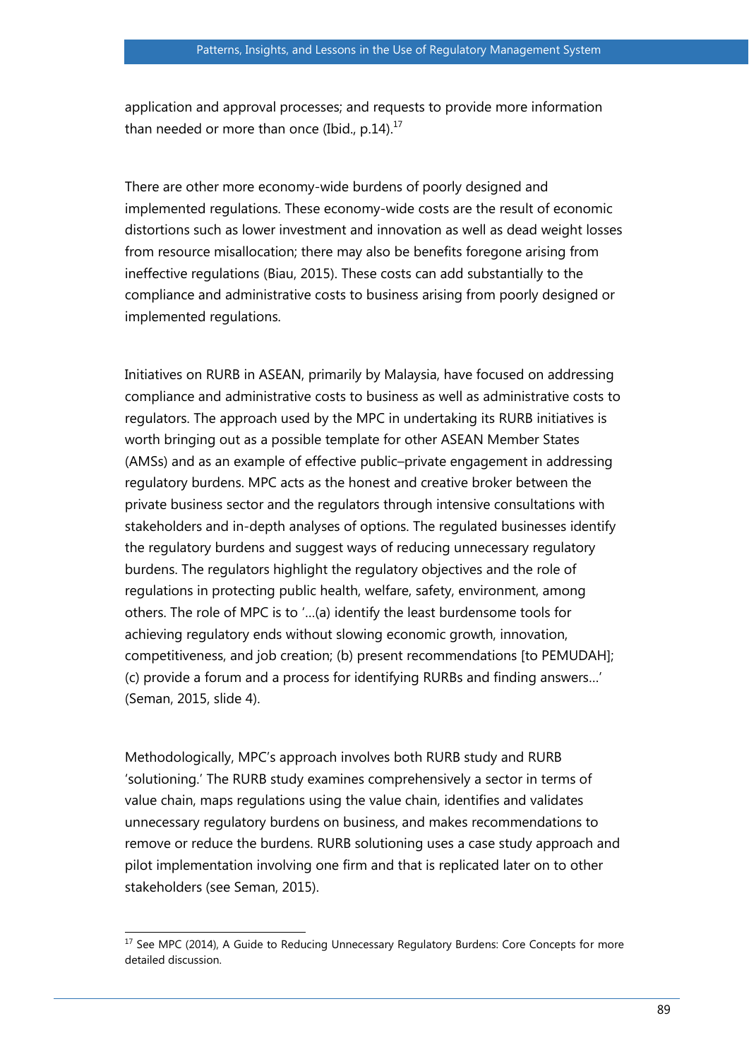application and approval processes; and requests to provide more information than needed or more than once (Ibid., p.14).[17]

There are other more economy-wide burdens of poorly designed and implemented regulations. These economy-wide costs are the result of economic distortions such as lower investment and innovation as well as dead weight losses from resource misallocation; there may also be benefits foregone arising from ineffective regulations (Biau, 2015). These costs can add substantially to the compliance and administrative costs to business arising from poorly designed or implemented regulations.

Initiatives on RURB in ASEAN, primarily by Malaysia, have focused on addressing compliance and administrative costs to business as well as administrative costs to regulators. The approach used by the MPC in undertaking its RURB initiatives is worth bringing out as a possible template for other ASEAN Member States (AMSs) and as an example of effective public–private engagement in addressing regulatory burdens. MPC acts as the honest and creative broker between the private business sector and the regulators through intensive consultations with stakeholders and in-depth analyses of options. The regulated businesses identify the regulatory burdens and suggest ways of reducing unnecessary regulatory burdens. The regulators highlight the regulatory objectives and the role of regulations in protecting public health, welfare, safety, environment, among others. The role of MPC is to '…(a) identify the least burdensome tools for achieving regulatory ends without slowing economic growth, innovation, competitiveness, and job creation; (b) present recommendations [to PEMUDAH]; (c) provide a forum and a process for identifying RURBs and finding answers…' (Seman, 2015, slide 4).

Methodologically, MPC's approach involves both RURB study and RURB 'solutioning.' The RURB study examines comprehensively a sector in terms of value chain, maps regulations using the value chain, identifies and validates unnecessary regulatory burdens on business, and makes recommendations to remove or reduce the burdens. RURB solutioning uses a case study approach and pilot implementation involving one firm and that is replicated later on to other stakeholders (see Seman, 2015).

[17] See MPC (2014), A Guide to Reducing Unnecessary Regulatory Burdens: Core Concepts for more detailed discussion.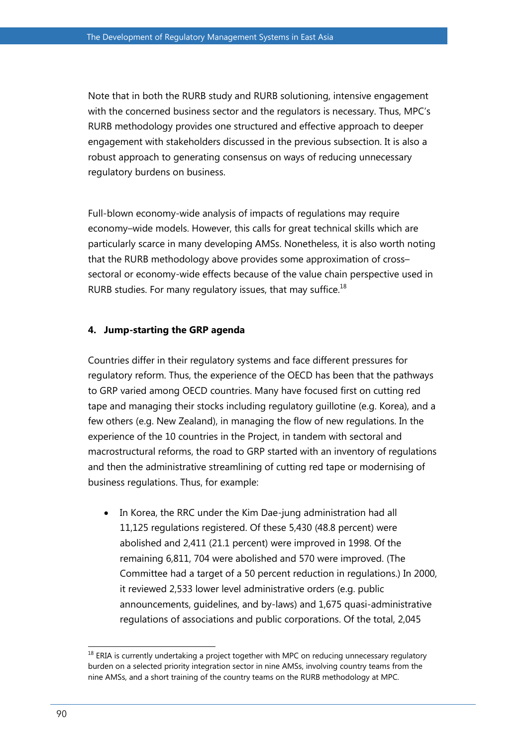Note that in both the RURB study and RURB solutioning, intensive engagement with the concerned business sector and the regulators is necessary. Thus, MPC's RURB methodology provides one structured and effective approach to deeper engagement with stakeholders discussed in the previous subsection. It is also a robust approach to generating consensus on ways of reducing unnecessary regulatory burdens on business.

Full-blown economy-wide analysis of impacts of regulations may require economy–wide models. However, this calls for great technical skills which are particularly scarce in many developing AMSs. Nonetheless, it is also worth noting that the RURB methodology above provides some approximation of cross–sectoral or economy-wide effects because of the value chain perspective used in RURB studies. For many regulatory issues, that may suffice.[18]

#### 4. Jump-starting the GRP agenda

Countries differ in their regulatory systems and face different pressures for regulatory reform. Thus, the experience of the OECD has been that the pathways to GRP varied among OECD countries. Many have focused first on cutting red tape and managing their stocks including regulatory guillotine (e.g. Korea), and a few others (e.g. New Zealand), in managing the flow of new regulations. In the experience of the 10 countries in the Project, in tandem with sectoral and macrostructural reforms, the road to GRP started with an inventory of regulations and then the administrative streamlining of cutting red tape or modernising of business regulations. Thus, for example:

- In Korea, the RRC under the Kim Dae-jung administration had all 11,125 regulations registered. Of these 5,430 (48.8 percent) were abolished and 2,411 (21.1 percent) were improved in 1998. Of the remaining 6,811, 704 were abolished and 570 were improved. (The Committee had a target of a 50 percent reduction in regulations.) In 2000, it reviewed 2,533 lower level administrative orders (e.g. public announcements, guidelines, and by-laws) and 1,675 quasi-administrative regulations of associations and public corporations. Of the total, 2,045

[18] ERIA is currently undertaking a project together with MPC on reducing unnecessary regulatory burden on a selected priority integration sector in nine AMSs, involving country teams from the nine AMSs, and a short training of the country teams on the RURB methodology at MPC.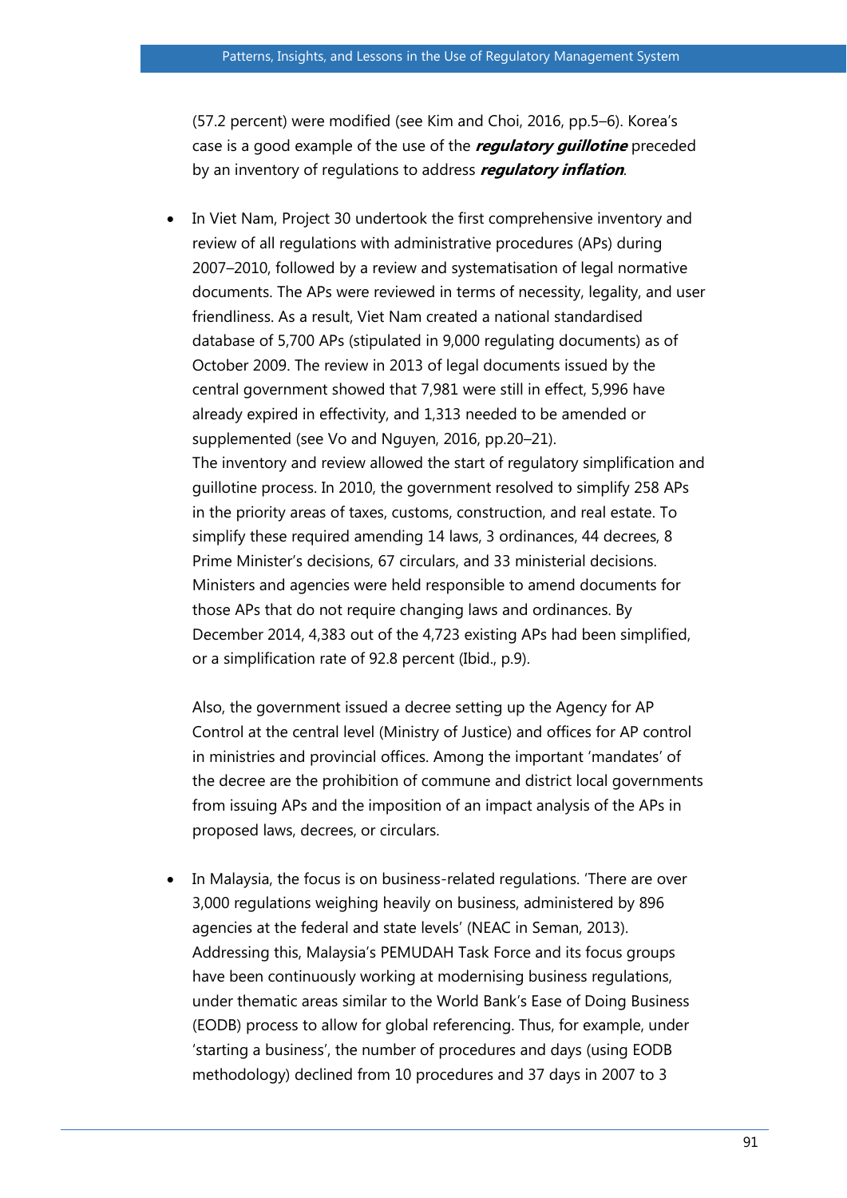(57.2 percent) were modified (see Kim and Choi, 2016, pp.5–6). Korea's case is a good example of the use of the ***regulatory guillotine*** preceded by an inventory of regulations to address ***regulatory inflation***.

- In Viet Nam, Project 30 undertook the first comprehensive inventory and review of all regulations with administrative procedures (APs) during 2007–2010, followed by a review and systematisation of legal normative documents. The APs were reviewed in terms of necessity, legality, and user friendliness. As a result, Viet Nam created a national standardised database of 5,700 APs (stipulated in 9,000 regulating documents) as of October 2009. The review in 2013 of legal documents issued by the central government showed that 7,981 were still in effect, 5,996 have already expired in effectivity, and 1,313 needed to be amended or supplemented (see Vo and Nguyen, 2016, pp.20–21).
  The inventory and review allowed the start of regulatory simplification and guillotine process. In 2010, the government resolved to simplify 258 APs in the priority areas of taxes, customs, construction, and real estate. To simplify these required amending 14 laws, 3 ordinances, 44 decrees, 8 Prime Minister's decisions, 67 circulars, and 33 ministerial decisions. Ministers and agencies were held responsible to amend documents for those APs that do not require changing laws and ordinances. By December 2014, 4,383 out of the 4,723 existing APs had been simplified, or a simplification rate of 92.8 percent (Ibid., p.9).

  Also, the government issued a decree setting up the Agency for AP Control at the central level (Ministry of Justice) and offices for AP control in ministries and provincial offices. Among the important 'mandates' of the decree are the prohibition of commune and district local governments from issuing APs and the imposition of an impact analysis of the APs in proposed laws, decrees, or circulars.

- In Malaysia, the focus is on business-related regulations. 'There are over 3,000 regulations weighing heavily on business, administered by 896 agencies at the federal and state levels' (NEAC in Seman, 2013). Addressing this, Malaysia's PEMUDAH Task Force and its focus groups have been continuously working at modernising business regulations, under thematic areas similar to the World Bank's Ease of Doing Business (EODB) process to allow for global referencing. Thus, for example, under 'starting a business', the number of procedures and days (using EODB methodology) declined from 10 procedures and 37 days in 2007 to 3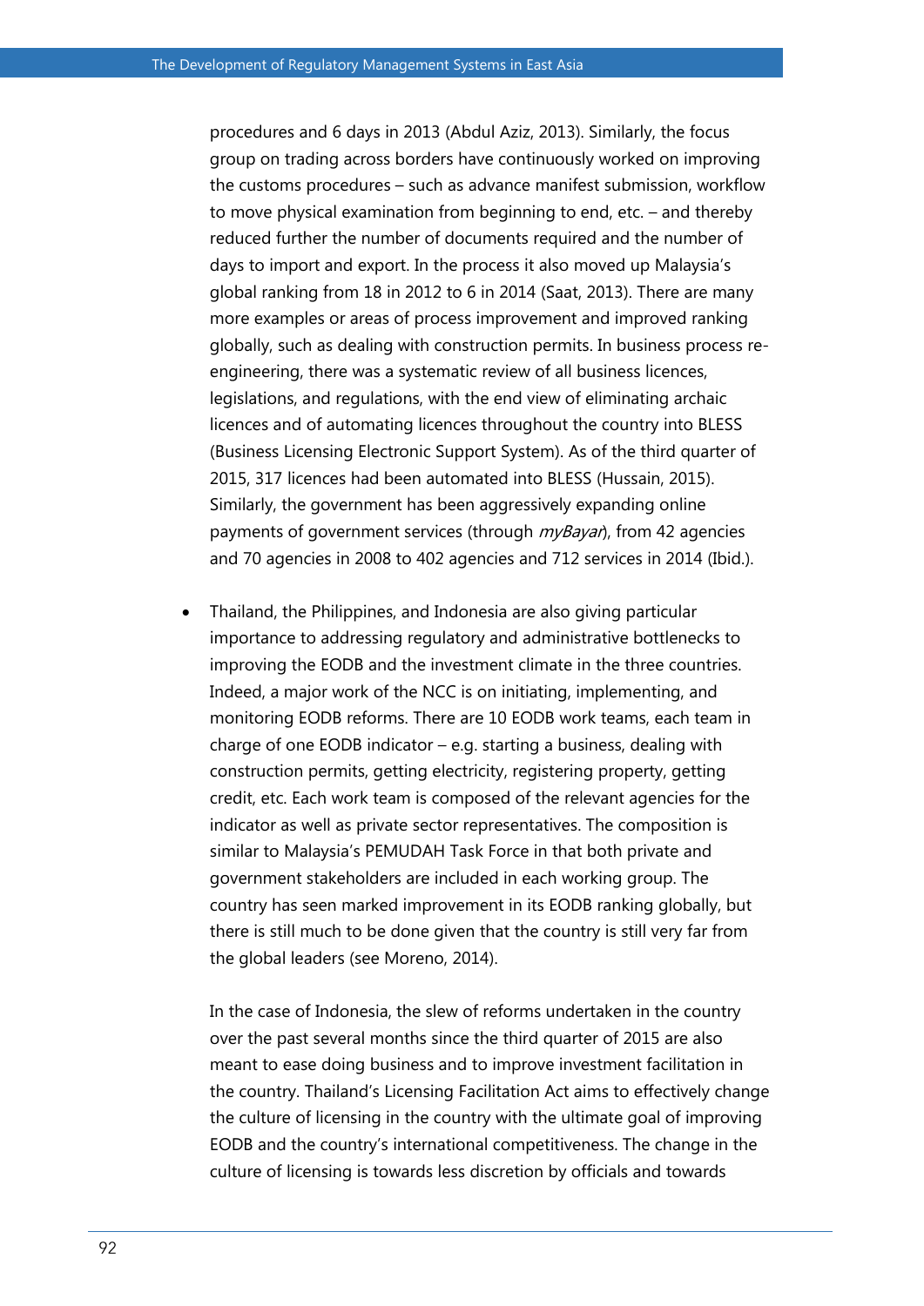procedures and 6 days in 2013 (Abdul Aziz, 2013). Similarly, the focus group on trading across borders have continuously worked on improving the customs procedures – such as advance manifest submission, workflow to move physical examination from beginning to end, etc. – and thereby reduced further the number of documents required and the number of days to import and export. In the process it also moved up Malaysia's global ranking from 18 in 2012 to 6 in 2014 (Saat, 2013). There are many more examples or areas of process improvement and improved ranking globally, such as dealing with construction permits. In business process re-engineering, there was a systematic review of all business licences, legislations, and regulations, with the end view of eliminating archaic licences and of automating licences throughout the country into BLESS (Business Licensing Electronic Support System). As of the third quarter of 2015, 317 licences had been automated into BLESS (Hussain, 2015). Similarly, the government has been aggressively expanding online payments of government services (through *myBayar*), from 42 agencies and 70 agencies in 2008 to 402 agencies and 712 services in 2014 (Ibid.).

- Thailand, the Philippines, and Indonesia are also giving particular importance to addressing regulatory and administrative bottlenecks to improving the EODB and the investment climate in the three countries. Indeed, a major work of the NCC is on initiating, implementing, and monitoring EODB reforms. There are 10 EODB work teams, each team in charge of one EODB indicator – e.g. starting a business, dealing with construction permits, getting electricity, registering property, getting credit, etc. Each work team is composed of the relevant agencies for the indicator as well as private sector representatives. The composition is similar to Malaysia's PEMUDAH Task Force in that both private and government stakeholders are included in each working group. The country has seen marked improvement in its EODB ranking globally, but there is still much to be done given that the country is still very far from the global leaders (see Moreno, 2014).

  In the case of Indonesia, the slew of reforms undertaken in the country over the past several months since the third quarter of 2015 are also meant to ease doing business and to improve investment facilitation in the country. Thailand's Licensing Facilitation Act aims to effectively change the culture of licensing in the country with the ultimate goal of improving EODB and the country's international competitiveness. The change in the culture of licensing is towards less discretion by officials and towards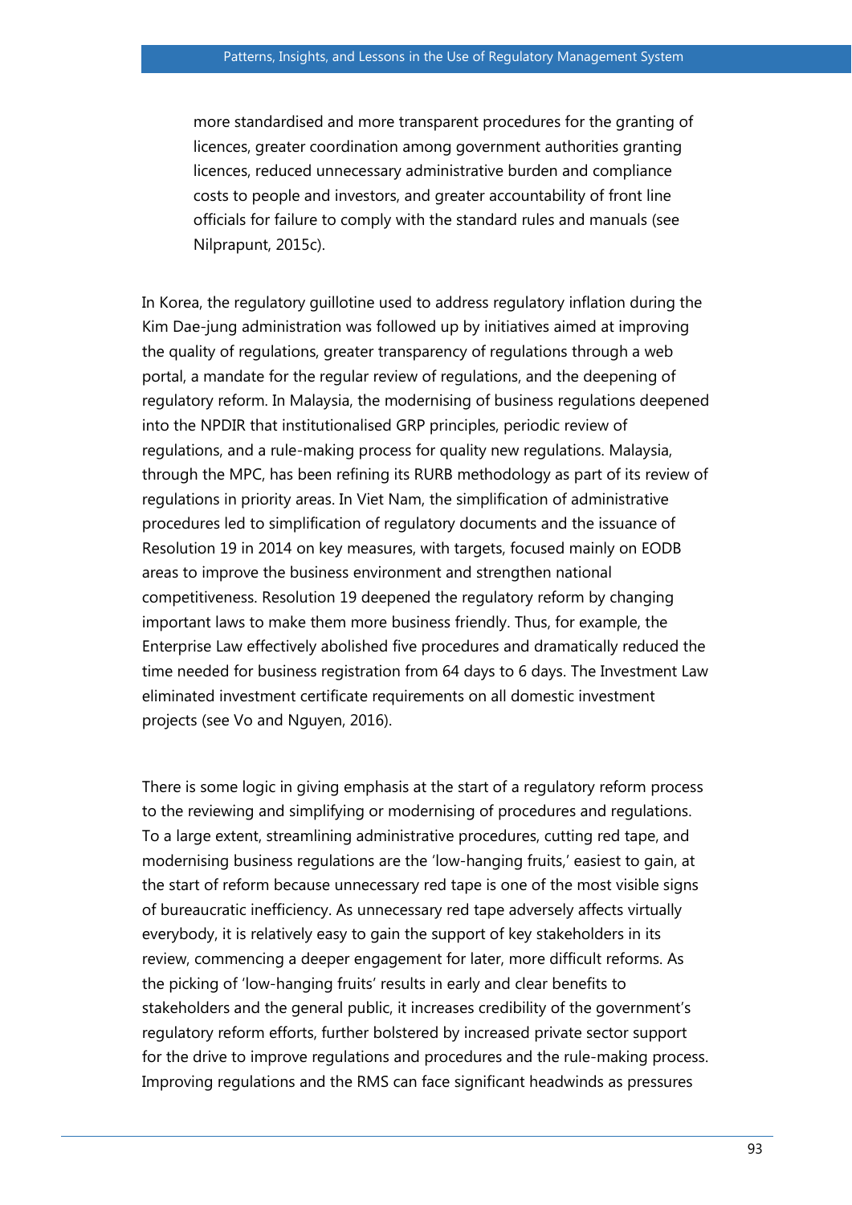> more standardised and more transparent procedures for the granting of licences, greater coordination among government authorities granting licences, reduced unnecessary administrative burden and compliance costs to people and investors, and greater accountability of front line officials for failure to comply with the standard rules and manuals (see Nilprapunt, 2015c).

In Korea, the regulatory guillotine used to address regulatory inflation during the Kim Dae-jung administration was followed up by initiatives aimed at improving the quality of regulations, greater transparency of regulations through a web portal, a mandate for the regular review of regulations, and the deepening of regulatory reform. In Malaysia, the modernising of business regulations deepened into the NPDIR that institutionalised GRP principles, periodic review of regulations, and a rule-making process for quality new regulations. Malaysia, through the MPC, has been refining its RURB methodology as part of its review of regulations in priority areas. In Viet Nam, the simplification of administrative procedures led to simplification of regulatory documents and the issuance of Resolution 19 in 2014 on key measures, with targets, focused mainly on EODB areas to improve the business environment and strengthen national competitiveness. Resolution 19 deepened the regulatory reform by changing important laws to make them more business friendly. Thus, for example, the Enterprise Law effectively abolished five procedures and dramatically reduced the time needed for business registration from 64 days to 6 days. The Investment Law eliminated investment certificate requirements on all domestic investment projects (see Vo and Nguyen, 2016).

There is some logic in giving emphasis at the start of a regulatory reform process to the reviewing and simplifying or modernising of procedures and regulations. To a large extent, streamlining administrative procedures, cutting red tape, and modernising business regulations are the 'low-hanging fruits,' easiest to gain, at the start of reform because unnecessary red tape is one of the most visible signs of bureaucratic inefficiency. As unnecessary red tape adversely affects virtually everybody, it is relatively easy to gain the support of key stakeholders in its review, commencing a deeper engagement for later, more difficult reforms. As the picking of 'low-hanging fruits' results in early and clear benefits to stakeholders and the general public, it increases credibility of the government's regulatory reform efforts, further bolstered by increased private sector support for the drive to improve regulations and procedures and the rule-making process. Improving regulations and the RMS can face significant headwinds as pressures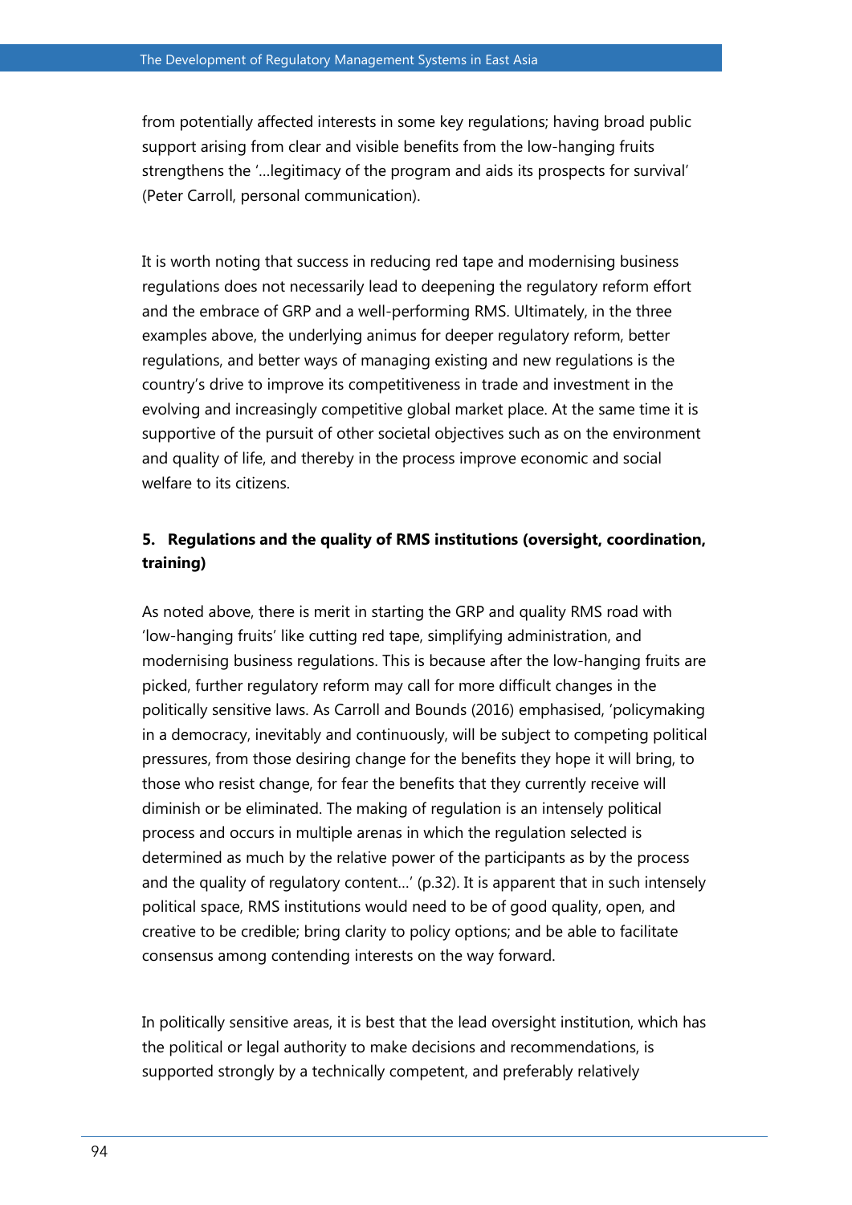from potentially affected interests in some key regulations; having broad public support arising from clear and visible benefits from the low-hanging fruits strengthens the '…legitimacy of the program and aids its prospects for survival' (Peter Carroll, personal communication).

It is worth noting that success in reducing red tape and modernising business regulations does not necessarily lead to deepening the regulatory reform effort and the embrace of GRP and a well-performing RMS. Ultimately, in the three examples above, the underlying animus for deeper regulatory reform, better regulations, and better ways of managing existing and new regulations is the country's drive to improve its competitiveness in trade and investment in the evolving and increasingly competitive global market place. At the same time it is supportive of the pursuit of other societal objectives such as on the environment and quality of life, and thereby in the process improve economic and social welfare to its citizens.

## 5. Regulations and the quality of RMS institutions (oversight, coordination, training)

As noted above, there is merit in starting the GRP and quality RMS road with 'low-hanging fruits' like cutting red tape, simplifying administration, and modernising business regulations. This is because after the low-hanging fruits are picked, further regulatory reform may call for more difficult changes in the politically sensitive laws. As Carroll and Bounds (2016) emphasised, 'policymaking in a democracy, inevitably and continuously, will be subject to competing political pressures, from those desiring change for the benefits they hope it will bring, to those who resist change, for fear the benefits that they currently receive will diminish or be eliminated. The making of regulation is an intensely political process and occurs in multiple arenas in which the regulation selected is determined as much by the relative power of the participants as by the process and the quality of regulatory content…' (p.32). It is apparent that in such intensely political space, RMS institutions would need to be of good quality, open, and creative to be credible; bring clarity to policy options; and be able to facilitate consensus among contending interests on the way forward.

In politically sensitive areas, it is best that the lead oversight institution, which has the political or legal authority to make decisions and recommendations, is supported strongly by a technically competent, and preferably relatively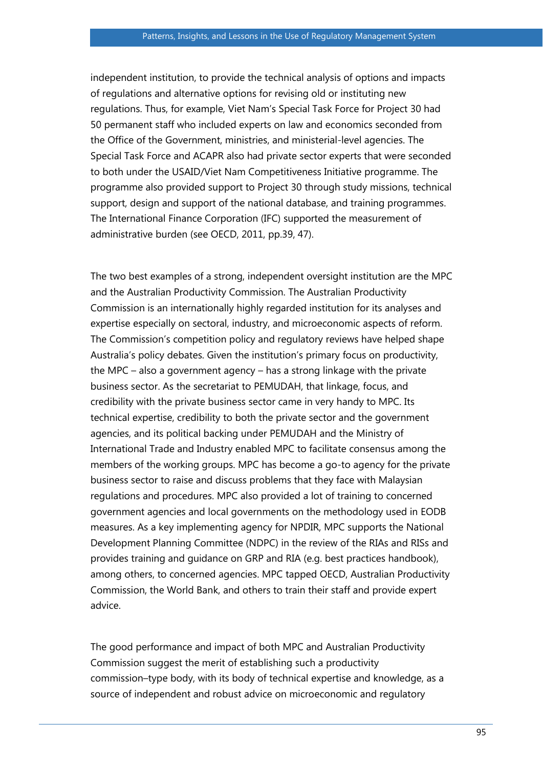independent institution, to provide the technical analysis of options and impacts of regulations and alternative options for revising old or instituting new regulations. Thus, for example, Viet Nam's Special Task Force for Project 30 had 50 permanent staff who included experts on law and economics seconded from the Office of the Government, ministries, and ministerial-level agencies. The Special Task Force and ACAPR also had private sector experts that were seconded to both under the USAID/Viet Nam Competitiveness Initiative programme. The programme also provided support to Project 30 through study missions, technical support, design and support of the national database, and training programmes. The International Finance Corporation (IFC) supported the measurement of administrative burden (see OECD, 2011, pp.39, 47).

The two best examples of a strong, independent oversight institution are the MPC and the Australian Productivity Commission. The Australian Productivity Commission is an internationally highly regarded institution for its analyses and expertise especially on sectoral, industry, and microeconomic aspects of reform. The Commission's competition policy and regulatory reviews have helped shape Australia's policy debates. Given the institution's primary focus on productivity, the MPC – also a government agency – has a strong linkage with the private business sector. As the secretariat to PEMUDAH, that linkage, focus, and credibility with the private business sector came in very handy to MPC. Its technical expertise, credibility to both the private sector and the government agencies, and its political backing under PEMUDAH and the Ministry of International Trade and Industry enabled MPC to facilitate consensus among the members of the working groups. MPC has become a go-to agency for the private business sector to raise and discuss problems that they face with Malaysian regulations and procedures. MPC also provided a lot of training to concerned government agencies and local governments on the methodology used in EODB measures. As a key implementing agency for NPDIR, MPC supports the National Development Planning Committee (NDPC) in the review of the RIAs and RISs and provides training and guidance on GRP and RIA (e.g. best practices handbook), among others, to concerned agencies. MPC tapped OECD, Australian Productivity Commission, the World Bank, and others to train their staff and provide expert advice.

The good performance and impact of both MPC and Australian Productivity Commission suggest the merit of establishing such a productivity commission–type body, with its body of technical expertise and knowledge, as a source of independent and robust advice on microeconomic and regulatory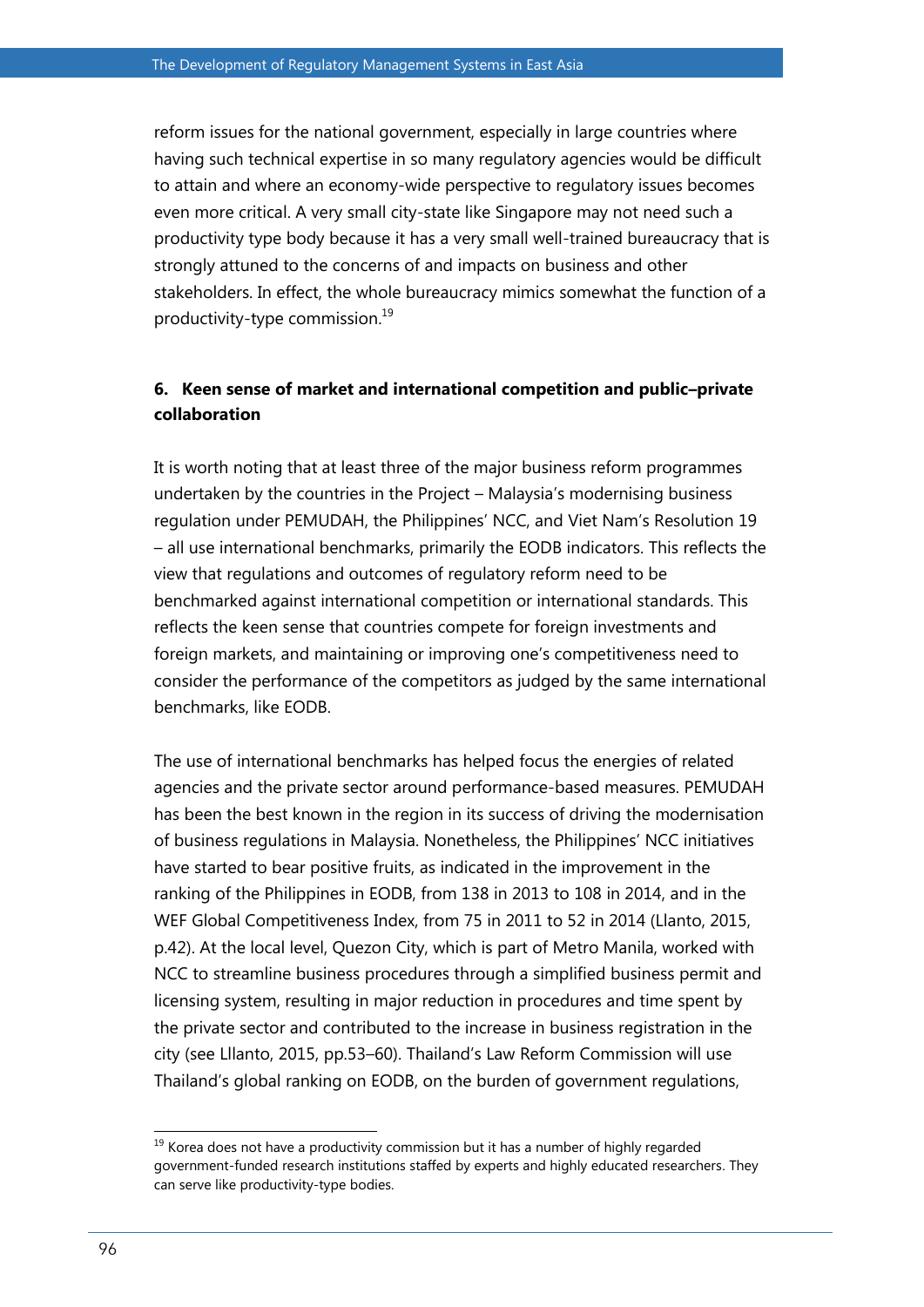reform issues for the national government, especially in large countries where having such technical expertise in so many regulatory agencies would be difficult to attain and where an economy-wide perspective to regulatory issues becomes even more critical. A very small city-state like Singapore may not need such a productivity type body because it has a very small well-trained bureaucracy that is strongly attuned to the concerns of and impacts on business and other stakeholders. In effect, the whole bureaucracy mimics somewhat the function of a productivity-type commission.[19]

**6. Keen sense of market and international competition and public–private collaboration**

It is worth noting that at least three of the major business reform programmes undertaken by the countries in the Project – Malaysia's modernising business regulation under PEMUDAH, the Philippines' NCC, and Viet Nam's Resolution 19 – all use international benchmarks, primarily the EODB indicators. This reflects the view that regulations and outcomes of regulatory reform need to be benchmarked against international competition or international standards. This reflects the keen sense that countries compete for foreign investments and foreign markets, and maintaining or improving one's competitiveness need to consider the performance of the competitors as judged by the same international benchmarks, like EODB.

The use of international benchmarks has helped focus the energies of related agencies and the private sector around performance-based measures. PEMUDAH has been the best known in the region in its success of driving the modernisation of business regulations in Malaysia. Nonetheless, the Philippines' NCC initiatives have started to bear positive fruits, as indicated in the improvement in the ranking of the Philippines in EODB, from 138 in 2013 to 108 in 2014, and in the WEF Global Competitiveness Index, from 75 in 2011 to 52 in 2014 (Llanto, 2015, p.42). At the local level, Quezon City, which is part of Metro Manila, worked with NCC to streamline business procedures through a simplified business permit and licensing system, resulting in major reduction in procedures and time spent by the private sector and contributed to the increase in business registration in the city (see Lllanto, 2015, pp.53–60). Thailand's Law Reform Commission will use Thailand's global ranking on EODB, on the burden of government regulations,

[19] Korea does not have a productivity commission but it has a number of highly regarded government-funded research institutions staffed by experts and highly educated researchers. They can serve like productivity-type bodies.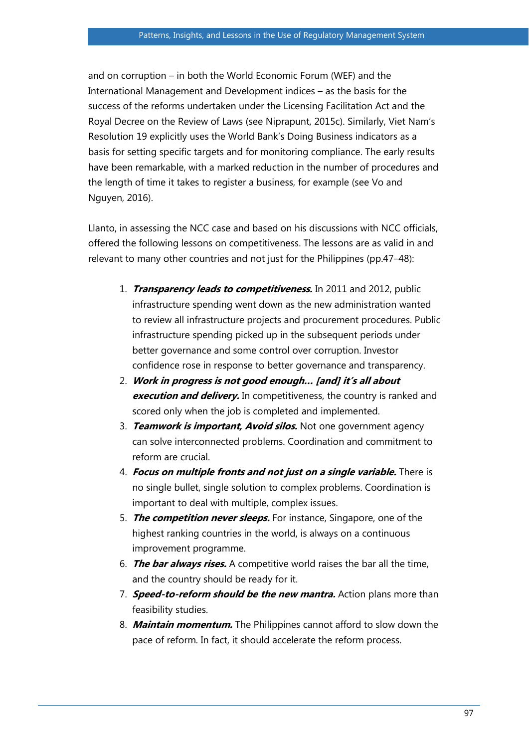and on corruption – in both the World Economic Forum (WEF) and the International Management and Development indices – as the basis for the success of the reforms undertaken under the Licensing Facilitation Act and the Royal Decree on the Review of Laws (see Niprapunt, 2015c). Similarly, Viet Nam's Resolution 19 explicitly uses the World Bank's Doing Business indicators as a basis for setting specific targets and for monitoring compliance. The early results have been remarkable, with a marked reduction in the number of procedures and the length of time it takes to register a business, for example (see Vo and Nguyen, 2016).

Llanto, in assessing the NCC case and based on his discussions with NCC officials, offered the following lessons on competitiveness. The lessons are as valid in and relevant to many other countries and not just for the Philippines (pp.47–48):

1. ***Transparency leads to competitiveness.*** In 2011 and 2012, public infrastructure spending went down as the new administration wanted to review all infrastructure projects and procurement procedures. Public infrastructure spending picked up in the subsequent periods under better governance and some control over corruption. Investor confidence rose in response to better governance and transparency.
2. ***Work in progress is not good enough… [and] it's all about execution and delivery.*** In competitiveness, the country is ranked and scored only when the job is completed and implemented.
3. ***Teamwork is important, Avoid silos.*** Not one government agency can solve interconnected problems. Coordination and commitment to reform are crucial.
4. ***Focus on multiple fronts and not just on a single variable.*** There is no single bullet, single solution to complex problems. Coordination is important to deal with multiple, complex issues.
5. ***The competition never sleeps.*** For instance, Singapore, one of the highest ranking countries in the world, is always on a continuous improvement programme.
6. ***The bar always rises.*** A competitive world raises the bar all the time, and the country should be ready for it.
7. ***Speed-to-reform should be the new mantra.*** Action plans more than feasibility studies.
8. ***Maintain momentum.*** The Philippines cannot afford to slow down the pace of reform. In fact, it should accelerate the reform process.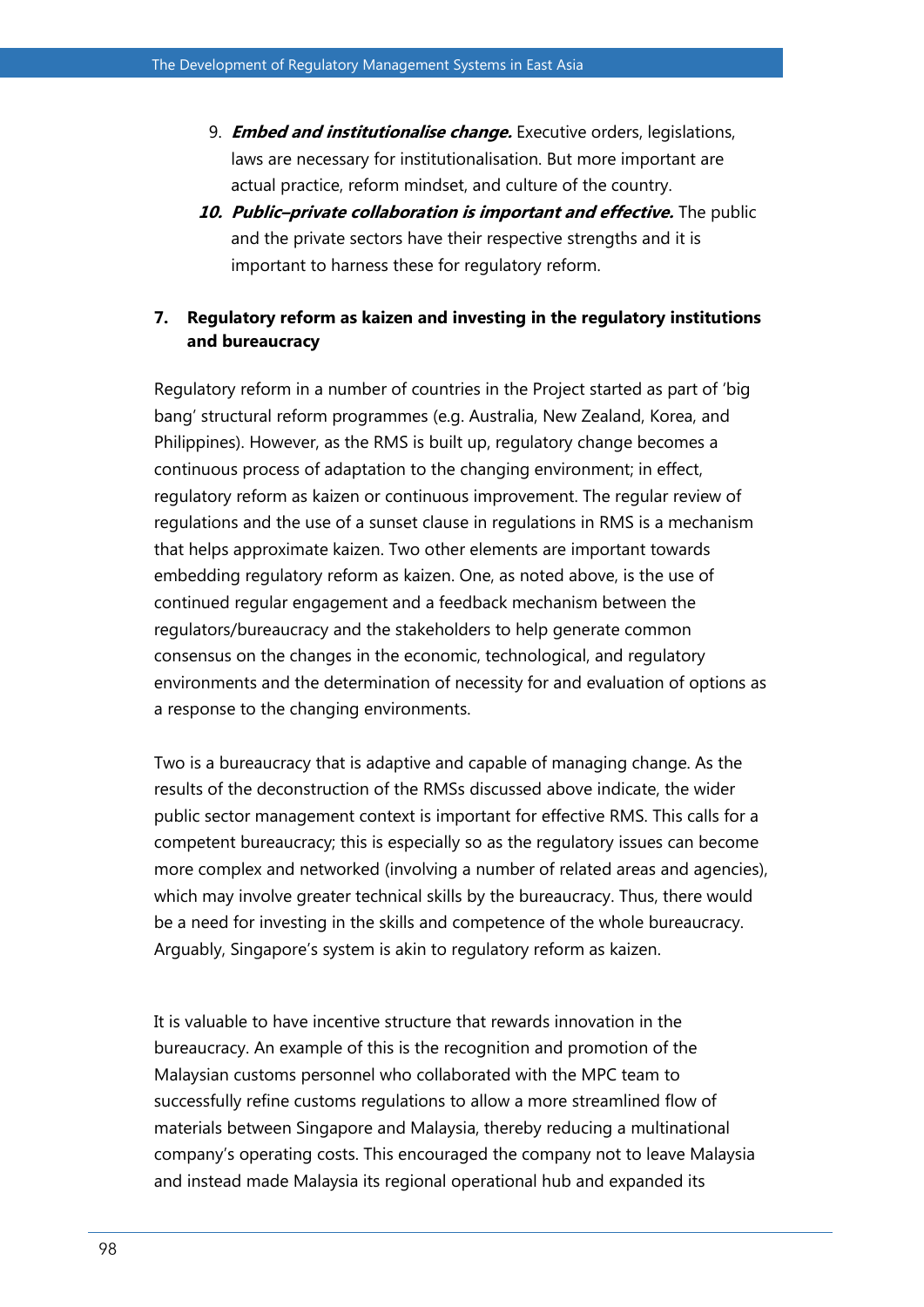9. ***Embed and institutionalise change.*** Executive orders, legislations, laws are necessary for institutionalisation. But more important are actual practice, reform mindset, and culture of the country.
10. ***Public–private collaboration is important and effective.*** The public and the private sectors have their respective strengths and it is important to harness these for regulatory reform.

## 7. Regulatory reform as kaizen and investing in the regulatory institutions and bureaucracy

Regulatory reform in a number of countries in the Project started as part of 'big bang' structural reform programmes (e.g. Australia, New Zealand, Korea, and Philippines). However, as the RMS is built up, regulatory change becomes a continuous process of adaptation to the changing environment; in effect, regulatory reform as kaizen or continuous improvement. The regular review of regulations and the use of a sunset clause in regulations in RMS is a mechanism that helps approximate kaizen. Two other elements are important towards embedding regulatory reform as kaizen. One, as noted above, is the use of continued regular engagement and a feedback mechanism between the regulators/bureaucracy and the stakeholders to help generate common consensus on the changes in the economic, technological, and regulatory environments and the determination of necessity for and evaluation of options as a response to the changing environments.

Two is a bureaucracy that is adaptive and capable of managing change. As the results of the deconstruction of the RMSs discussed above indicate, the wider public sector management context is important for effective RMS. This calls for a competent bureaucracy; this is especially so as the regulatory issues can become more complex and networked (involving a number of related areas and agencies), which may involve greater technical skills by the bureaucracy. Thus, there would be a need for investing in the skills and competence of the whole bureaucracy. Arguably, Singapore's system is akin to regulatory reform as kaizen.

It is valuable to have incentive structure that rewards innovation in the bureaucracy. An example of this is the recognition and promotion of the Malaysian customs personnel who collaborated with the MPC team to successfully refine customs regulations to allow a more streamlined flow of materials between Singapore and Malaysia, thereby reducing a multinational company's operating costs. This encouraged the company not to leave Malaysia and instead made Malaysia its regional operational hub and expanded its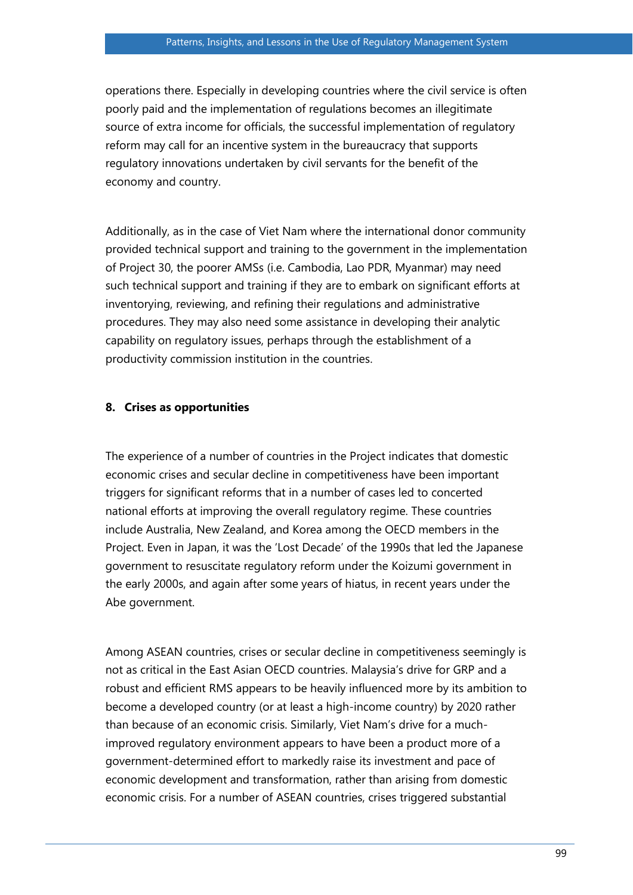operations there. Especially in developing countries where the civil service is often poorly paid and the implementation of regulations becomes an illegitimate source of extra income for officials, the successful implementation of regulatory reform may call for an incentive system in the bureaucracy that supports regulatory innovations undertaken by civil servants for the benefit of the economy and country.

Additionally, as in the case of Viet Nam where the international donor community provided technical support and training to the government in the implementation of Project 30, the poorer AMSs (i.e. Cambodia, Lao PDR, Myanmar) may need such technical support and training if they are to embark on significant efforts at inventorying, reviewing, and refining their regulations and administrative procedures. They may also need some assistance in developing their analytic capability on regulatory issues, perhaps through the establishment of a productivity commission institution in the countries.

**8. Crises as opportunities**

The experience of a number of countries in the Project indicates that domestic economic crises and secular decline in competitiveness have been important triggers for significant reforms that in a number of cases led to concerted national efforts at improving the overall regulatory regime. These countries include Australia, New Zealand, and Korea among the OECD members in the Project. Even in Japan, it was the 'Lost Decade' of the 1990s that led the Japanese government to resuscitate regulatory reform under the Koizumi government in the early 2000s, and again after some years of hiatus, in recent years under the Abe government.

Among ASEAN countries, crises or secular decline in competitiveness seemingly is not as critical in the East Asian OECD countries. Malaysia's drive for GRP and a robust and efficient RMS appears to be heavily influenced more by its ambition to become a developed country (or at least a high-income country) by 2020 rather than because of an economic crisis. Similarly, Viet Nam's drive for a much-improved regulatory environment appears to have been a product more of a government-determined effort to markedly raise its investment and pace of economic development and transformation, rather than arising from domestic economic crisis. For a number of ASEAN countries, crises triggered substantial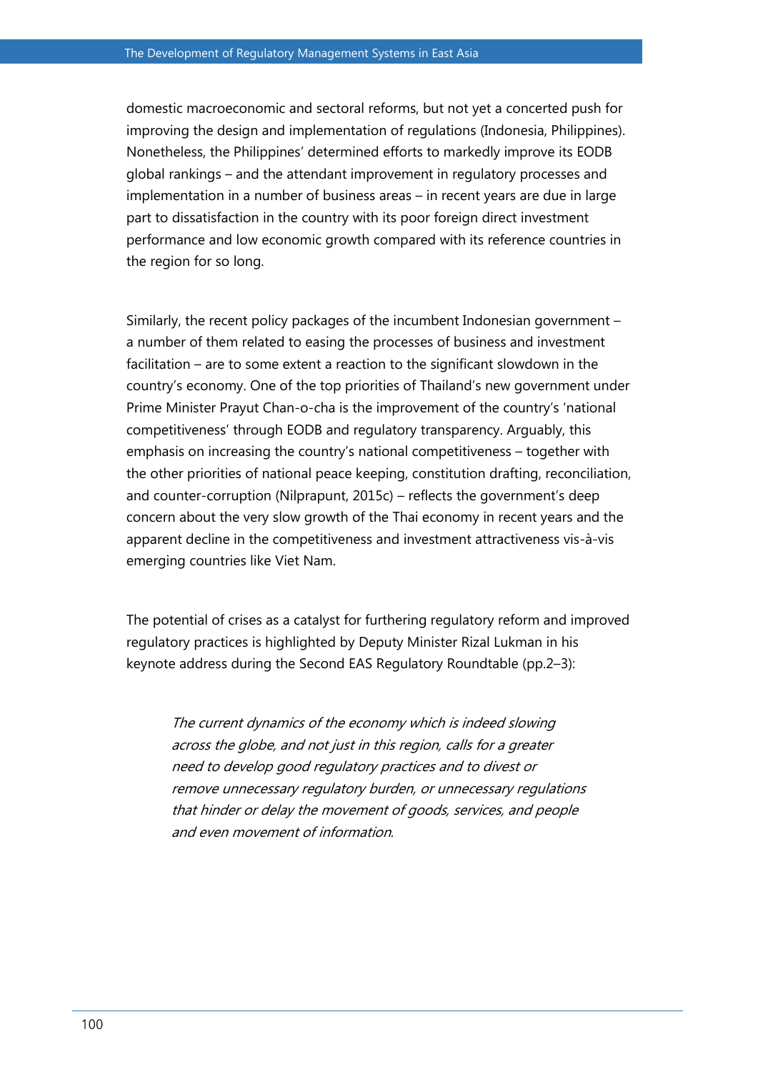domestic macroeconomic and sectoral reforms, but not yet a concerted push for improving the design and implementation of regulations (Indonesia, Philippines). Nonetheless, the Philippines' determined efforts to markedly improve its EODB global rankings – and the attendant improvement in regulatory processes and implementation in a number of business areas – in recent years are due in large part to dissatisfaction in the country with its poor foreign direct investment performance and low economic growth compared with its reference countries in the region for so long.

Similarly, the recent policy packages of the incumbent Indonesian government – a number of them related to easing the processes of business and investment facilitation – are to some extent a reaction to the significant slowdown in the country's economy. One of the top priorities of Thailand's new government under Prime Minister Prayut Chan-o-cha is the improvement of the country's 'national competitiveness' through EODB and regulatory transparency. Arguably, this emphasis on increasing the country's national competitiveness – together with the other priorities of national peace keeping, constitution drafting, reconciliation, and counter-corruption (Nilprapunt, 2015c) – reflects the government's deep concern about the very slow growth of the Thai economy in recent years and the apparent decline in the competitiveness and investment attractiveness vis-à-vis emerging countries like Viet Nam.

The potential of crises as a catalyst for furthering regulatory reform and improved regulatory practices is highlighted by Deputy Minister Rizal Lukman in his keynote address during the Second EAS Regulatory Roundtable (pp.2–3):

> *The current dynamics of the economy which is indeed slowing across the globe, and not just in this region, calls for a greater need to develop good regulatory practices and to divest or remove unnecessary regulatory burden, or unnecessary regulations that hinder or delay the movement of goods, services, and people and even movement of information.*